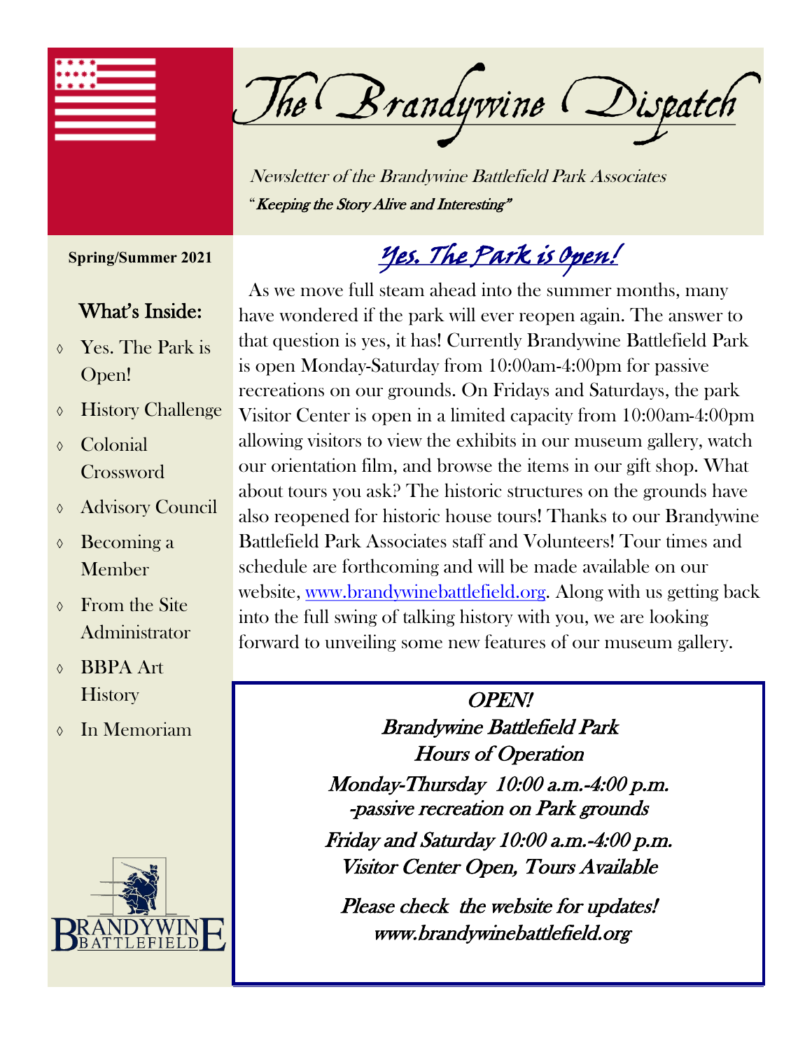# The Brandywine Dispatch

Newsletter of the Brandywine Battlefield Park Associates

"*Keeping the Story Alive and Interesting*"

**Spring/Summer 2021**

## What's Inside:

- Yes. The Park is Open!
- History Challenge
- Colonial Crossword
- Advisory Council
- Becoming a Member
- From the Site Administrator
- BBPA Art History
- In Memoriam

## Yes. The Park is Open!

As we move full steam ahead into the summer months, many have wondered if the park will ever reopen again. The answer to that question is yes, it has! Currently Brandywine Battlefield Park is open Monday-Saturday from 10:00am-4:00pm for passive recreations on our grounds. On Fridays and Saturdays, the park Visitor Center is open in a limited capacity from 10:00am-4:00pm allowing visitors to view the exhibits in our museum gallery, watch our orientation film, and browse the items in our gift shop. What about tours you ask? The historic structures on the grounds have also reopened for historic house tours! Thanks to our Brandywine Battlefield Park Associates staff and Volunteers! Tour times and schedule are forthcoming and will be made available on our website, www.brandywinebattlefield.org. Along with us getting back into the full swing of talking history with you, we are looking forward to unveiling some new features of our museum gallery.

> *OPEN!*
> *Brandywine Battlefield Park*
> *Hours of Operation*
>
> *Monday-Thursday 10:00 a.m.-4:00 p.m.*
> *-passive recreation on Park grounds*
>
> *Friday and Saturday 10:00 a.m.-4:00 p.m.*
> *Visitor Center Open, Tours Available*
>
> *Please check the website for updates!*
> *www.brandywinebattlefield.org*

BRANDYWINE BATTLEFIELD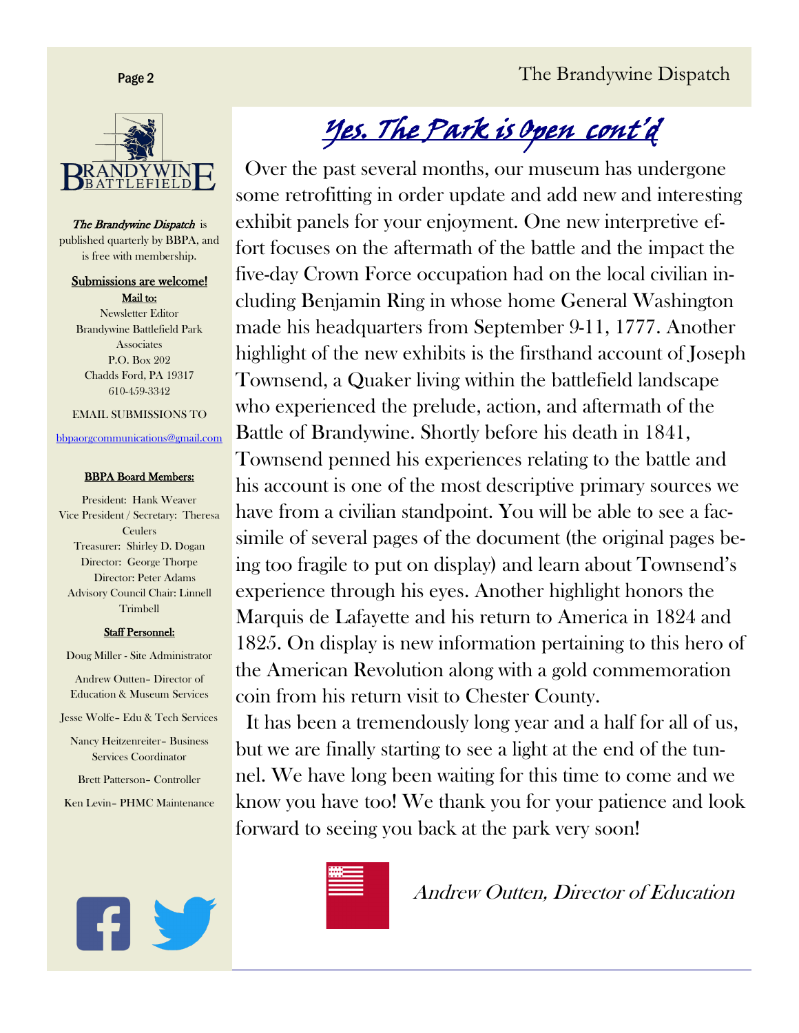*The Brandywine Dispatch* is published quarterly by BBPA, and is free with membership.

**Submissions are welcome!**

**Mail to:**

Newsletter Editor
Brandywine Battlefield Park Associates
P.O. Box 202
Chadds Ford, PA 19317
610-459-3342

EMAIL SUBMISSIONS TO

bbpaorgcommunications@gmail.com

**BBPA Board Members:**

President: Hank Weaver
Vice President / Secretary: Theresa Ceulers
Treasurer: Shirley D. Dogan
Director: George Thorpe
Director: Peter Adams
Advisory Council Chair: Linnell Trimbell

**Staff Personnel:**

Doug Miller - Site Administrator

Andrew Outten– Director of Education & Museum Services

Jesse Wolfe– Edu & Tech Services

Nancy Heitzenreiter– Business Services Coordinator

Brett Patterson– Controller

Ken Levin– PHMC Maintenance

# Yes. The Park is Open cont'd

Over the past several months, our museum has undergone some retrofitting in order update and add new and interesting exhibit panels for your enjoyment. One new interpretive effort focuses on the aftermath of the battle and the impact the five-day Crown Force occupation had on the local civilian including Benjamin Ring in whose home General Washington made his headquarters from September 9-11, 1777. Another highlight of the new exhibits is the firsthand account of Joseph Townsend, a Quaker living within the battlefield landscape who experienced the prelude, action, and aftermath of the Battle of Brandywine. Shortly before his death in 1841, Townsend penned his experiences relating to the battle and his account is one of the most descriptive primary sources we have from a civilian standpoint. You will be able to see a facsimile of several pages of the document (the original pages being too fragile to put on display) and learn about Townsend's experience through his eyes. Another highlight honors the Marquis de Lafayette and his return to America in 1824 and 1825. On display is new information pertaining to this hero of the American Revolution along with a gold commemoration coin from his return visit to Chester County.

It has been a tremendously long year and a half for all of us, but we are finally starting to see a light at the end of the tunnel. We have long been waiting for this time to come and we know you have too! We thank you for your patience and look forward to seeing you back at the park very soon!

*Andrew Outten, Director of Education*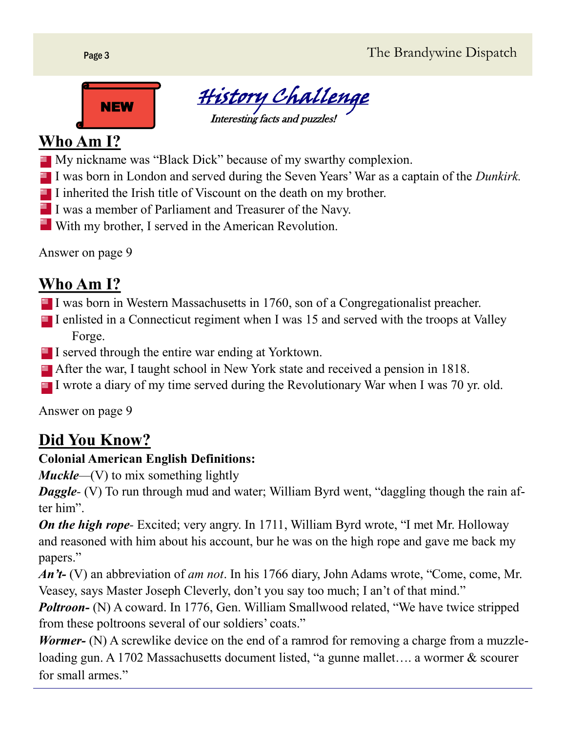NEW

# History Challenge

*Interesting facts and puzzles!*

## Who Am I?

- My nickname was "Black Dick" because of my swarthy complexion.
- I was born in London and served during the Seven Years' War as a captain of the *Dunkirk.*
- I inherited the Irish title of Viscount on the death on my brother.
- I was a member of Parliament and Treasurer of the Navy.
- With my brother, I served in the American Revolution.

Answer on page 9

## Who Am I?

- I was born in Western Massachusetts in 1760, son of a Congregationalist preacher.
- I enlisted in a Connecticut regiment when I was 15 and served with the troops at Valley Forge.
- I served through the entire war ending at Yorktown.
- After the war, I taught school in New York state and received a pension in 1818.
- I wrote a diary of my time served during the Revolutionary War when I was 70 yr. old.

Answer on page 9

## Did You Know?

**Colonial American English Definitions:**

***Muckle***—(V) to mix something lightly

***Daggle***- (V) To run through mud and water; William Byrd went, "daggling though the rain after him".

***On the high rope***- Excited; very angry. In 1711, William Byrd wrote, "I met Mr. Holloway and reasoned with him about his account, bur he was on the high rope and gave me back my papers."

***An't-*** (V) an abbreviation of *am not*. In his 1766 diary, John Adams wrote, "Come, come, Mr. Veasey, says Master Joseph Cleverly, don't you say too much; I an't of that mind."

***Poltroon-*** (N) A coward. In 1776, Gen. William Smallwood related, "We have twice stripped from these poltroons several of our soldiers' coats."

***Wormer-*** (N) A screwlike device on the end of a ramrod for removing a charge from a muzzle-loading gun. A 1702 Massachusetts document listed, "a gunne mallet…. a wormer & scourer for small armes."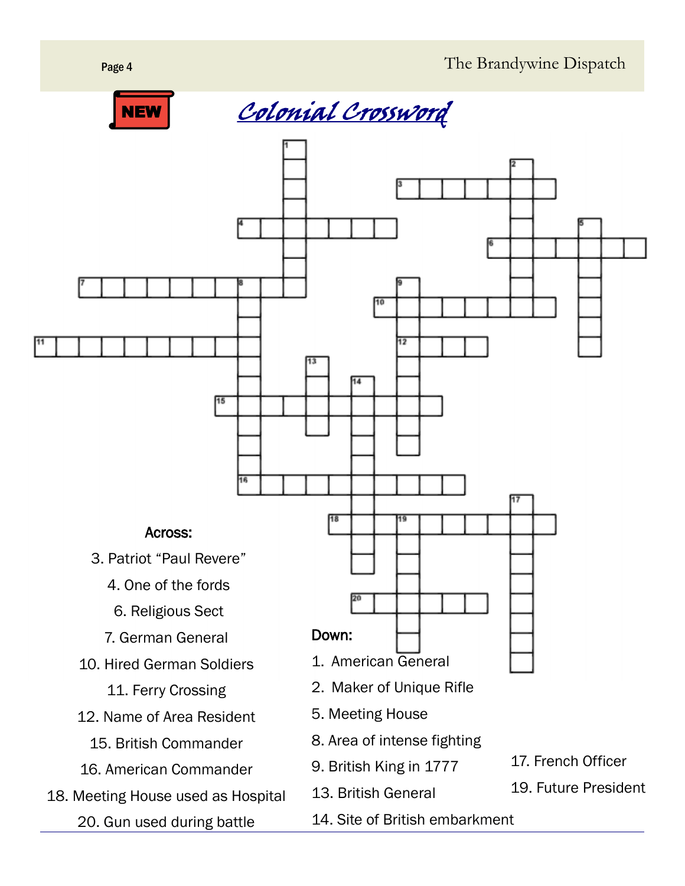NEW

# Colonial Crossword

**Across:**

3. Patriot "Paul Revere"
4. One of the fords
6. Religious Sect
7. German General
10. Hired German Soldiers
11. Ferry Crossing
12. Name of Area Resident
15. British Commander
16. American Commander
18. Meeting House used as Hospital
20. Gun used during battle

**Down:**

1. American General
2. Maker of Unique Rifle
5. Meeting House
8. Area of intense fighting
9. British King in 1777
13. British General
14. Site of British embarkment
17. French Officer
19. Future President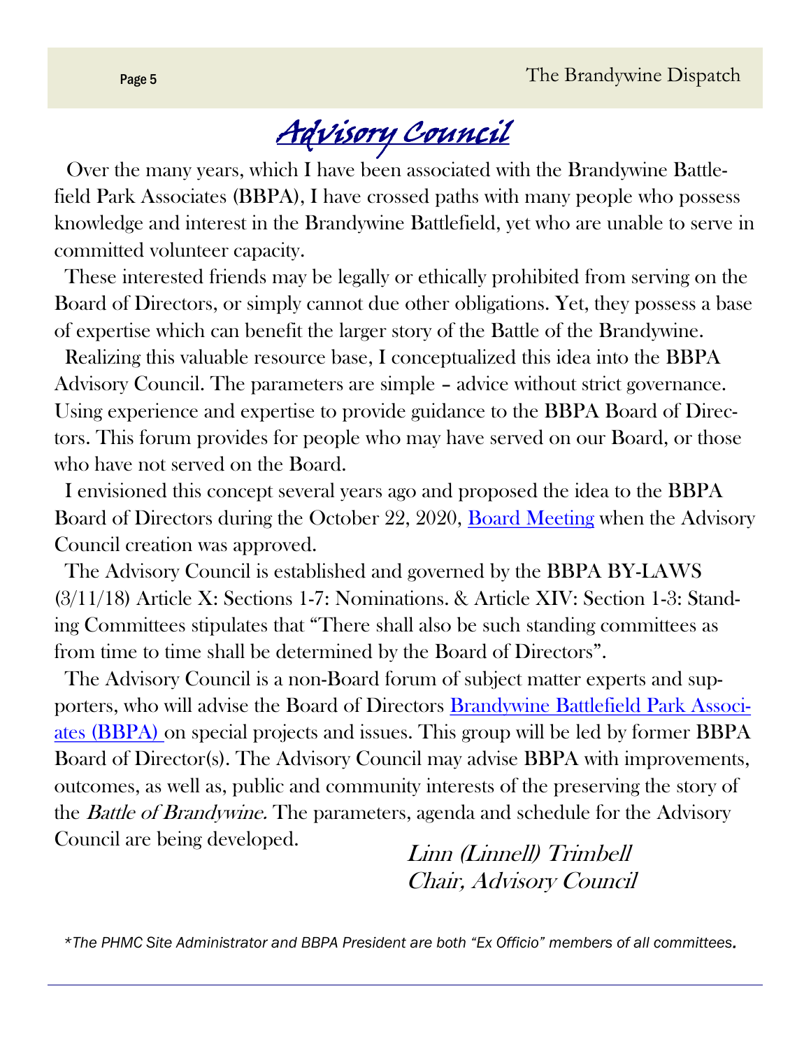# Advisory Council

Over the many years, which I have been associated with the Brandywine Battlefield Park Associates (BBPA), I have crossed paths with many people who possess knowledge and interest in the Brandywine Battlefield, yet who are unable to serve in committed volunteer capacity.

These interested friends may be legally or ethically prohibited from serving on the Board of Directors, or simply cannot due other obligations. Yet, they possess a base of expertise which can benefit the larger story of the Battle of the Brandywine.

Realizing this valuable resource base, I conceptualized this idea into the BBPA Advisory Council. The parameters are simple – advice without strict governance. Using experience and expertise to provide guidance to the BBPA Board of Directors. This forum provides for people who may have served on our Board, or those who have not served on the Board.

I envisioned this concept several years ago and proposed the idea to the BBPA Board of Directors during the October 22, 2020, Board Meeting when the Advisory Council creation was approved.

The Advisory Council is established and governed by the BBPA BY-LAWS (3/11/18) Article X: Sections 1-7: Nominations. & Article XIV: Section 1-3: Standing Committees stipulates that "There shall also be such standing committees as from time to time shall be determined by the Board of Directors".

The Advisory Council is a non-Board forum of subject matter experts and supporters, who will advise the Board of Directors Brandywine Battlefield Park Associates (BBPA) on special projects and issues. This group will be led by former BBPA Board of Director(s). The Advisory Council may advise BBPA with improvements, outcomes, as well as, public and community interests of the preserving the story of the *Battle of Brandywine.* The parameters, agenda and schedule for the Advisory Council are being developed.

*Linn (Linnell) Trimbell*
*Chair, Advisory Council*

*\*The PHMC Site Administrator and BBPA President are both "Ex Officio" members of all committees.*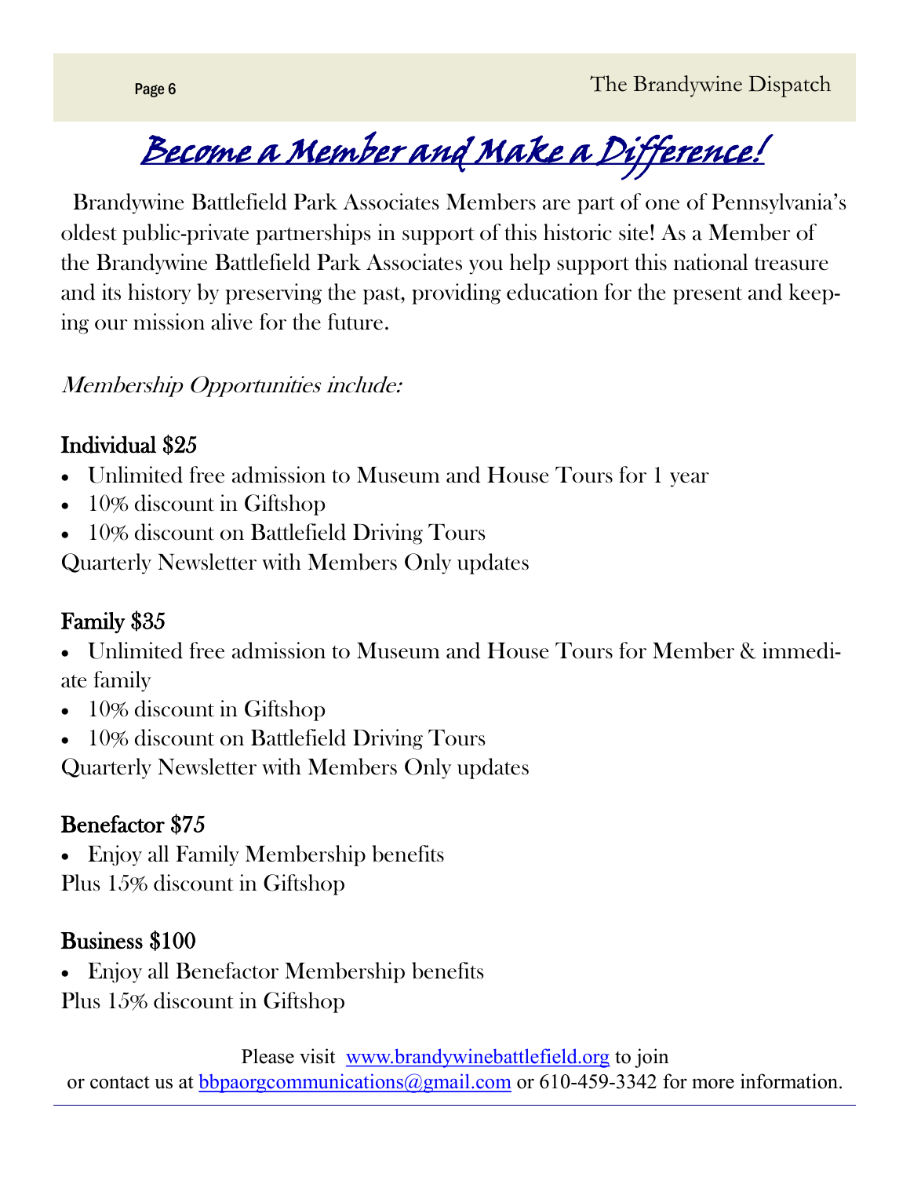# Become a Member and Make a Difference!

Brandywine Battlefield Park Associates Members are part of one of Pennsylvania's oldest public-private partnerships in support of this historic site! As a Member of the Brandywine Battlefield Park Associates you help support this national treasure and its history by preserving the past, providing education for the present and keeping our mission alive for the future.

*Membership Opportunities include:*

### Individual $25

- Unlimited free admission to Museum and House Tours for 1 year
- 10% discount in Giftshop
- 10% discount on Battlefield Driving Tours

Quarterly Newsletter with Members Only updates

### Family $35

- Unlimited free admission to Museum and House Tours for Member & immediate family
- 10% discount in Giftshop
- 10% discount on Battlefield Driving Tours

Quarterly Newsletter with Members Only updates

### Benefactor $75

- Enjoy all Family Membership benefits

Plus 15% discount in Giftshop

### Business $100

- Enjoy all Benefactor Membership benefits

Plus 15% discount in Giftshop

Please visit [www.brandywinebattlefield.org](http://www.brandywinebattlefield.org) to join or contact us at [bbpaorgcommunications@gmail.com](mailto:bbpaorgcommunications@gmail.com) or 610-459-3342 for more information.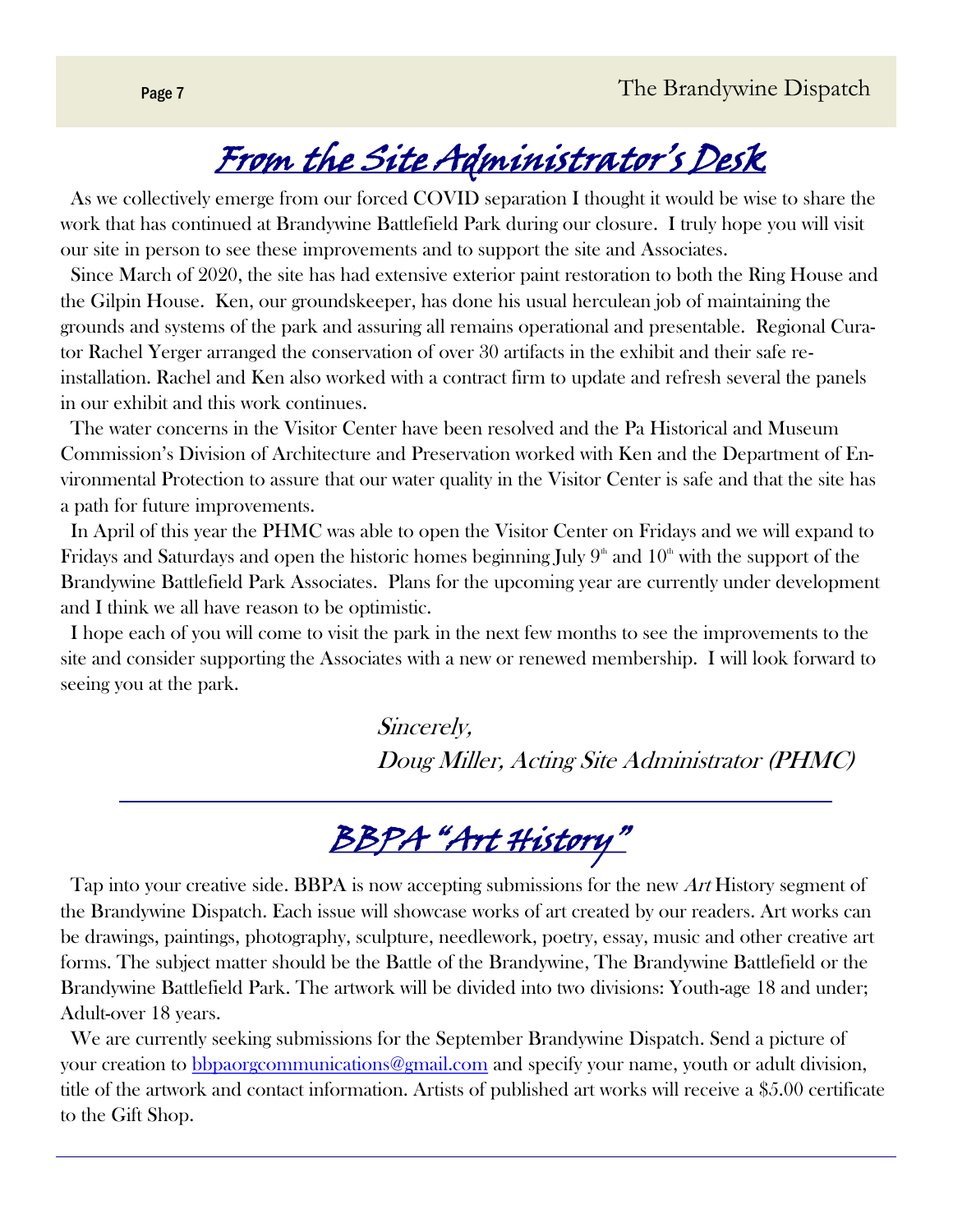## From the Site Administrator's Desk

As we collectively emerge from our forced COVID separation I thought it would be wise to share the work that has continued at Brandywine Battlefield Park during our closure. I truly hope you will visit our site in person to see these improvements and to support the site and Associates.

Since March of 2020, the site has had extensive exterior paint restoration to both the Ring House and the Gilpin House. Ken, our groundskeeper, has done his usual herculean job of maintaining the grounds and systems of the park and assuring all remains operational and presentable. Regional Curator Rachel Yerger arranged the conservation of over 30 artifacts in the exhibit and their safe re-installation. Rachel and Ken also worked with a contract firm to update and refresh several the panels in our exhibit and this work continues.

The water concerns in the Visitor Center have been resolved and the Pa Historical and Museum Commission's Division of Architecture and Preservation worked with Ken and the Department of Environmental Protection to assure that our water quality in the Visitor Center is safe and that the site has a path for future improvements.

In April of this year the PHMC was able to open the Visitor Center on Fridays and we will expand to Fridays and Saturdays and open the historic homes beginning July 9th and 10th with the support of the Brandywine Battlefield Park Associates. Plans for the upcoming year are currently under development and I think we all have reason to be optimistic.

I hope each of you will come to visit the park in the next few months to see the improvements to the site and consider supporting the Associates with a new or renewed membership. I will look forward to seeing you at the park.

*Sincerely,*
*Doug Miller, Acting Site Administrator (PHMC)*

---

## BBPA "Art History"

Tap into your creative side. BBPA is now accepting submissions for the new *Art* History segment of the Brandywine Dispatch. Each issue will showcase works of art created by our readers. Art works can be drawings, paintings, photography, sculpture, needlework, poetry, essay, music and other creative art forms. The subject matter should be the Battle of the Brandywine, The Brandywine Battlefield or the Brandywine Battlefield Park. The artwork will be divided into two divisions: Youth-age 18 and under; Adult-over 18 years.

We are currently seeking submissions for the September Brandywine Dispatch. Send a picture of your creation to bbpaorgcommunications@gmail.com and specify your name, youth or adult division, title of the artwork and contact information. Artists of published art works will receive a $5.00 certificate to the Gift Shop.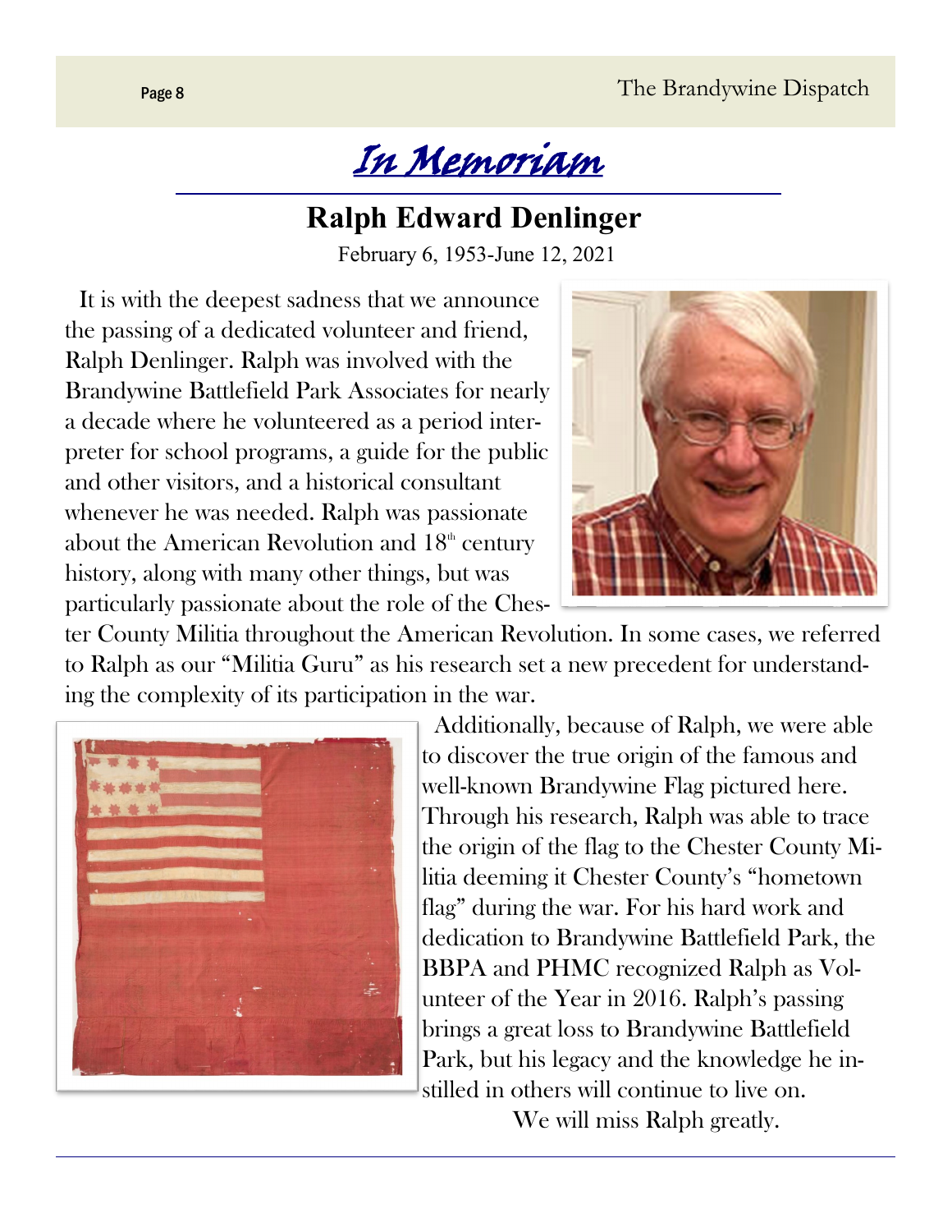# *In Memoriam*

## Ralph Edward Denlinger

February 6, 1953-June 12, 2021

It is with the deepest sadness that we announce the passing of a dedicated volunteer and friend, Ralph Denlinger. Ralph was involved with the Brandywine Battlefield Park Associates for nearly a decade where he volunteered as a period interpreter for school programs, a guide for the public and other visitors, and a historical consultant whenever he was needed. Ralph was passionate about the American Revolution and 18th century history, along with many other things, but was particularly passionate about the role of the Chester County Militia throughout the American Revolution. In some cases, we referred to Ralph as our "Militia Guru" as his research set a new precedent for understanding the complexity of its participation in the war.

Additionally, because of Ralph, we were able to discover the true origin of the famous and well-known Brandywine Flag pictured here. Through his research, Ralph was able to trace the origin of the flag to the Chester County Militia deeming it Chester County's "hometown flag" during the war. For his hard work and dedication to Brandywine Battlefield Park, the BBPA and PHMC recognized Ralph as Volunteer of the Year in 2016. Ralph's passing brings a great loss to Brandywine Battlefield Park, but his legacy and the knowledge he instilled in others will continue to live on.

We will miss Ralph greatly.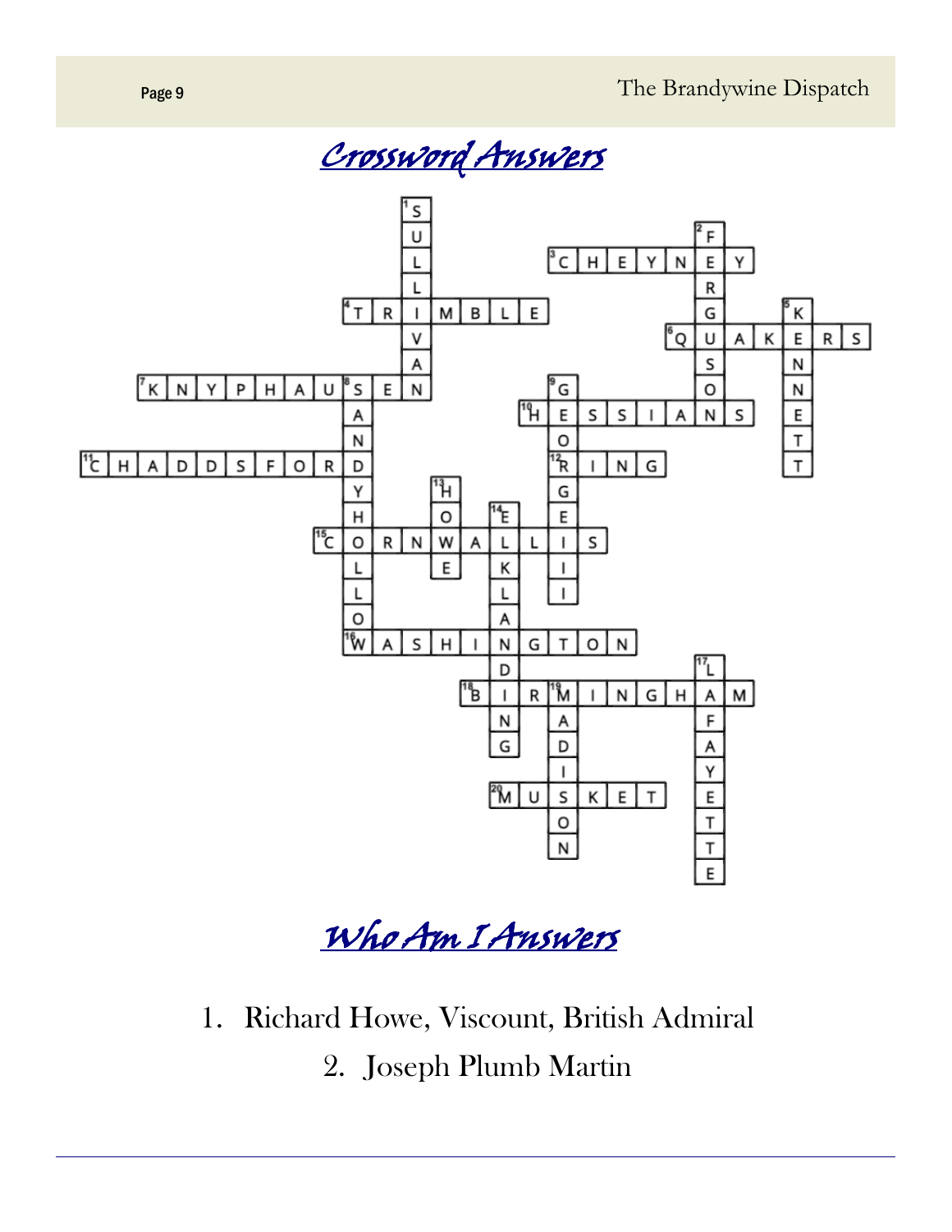# Crossword Answers

1. SULLIVAN
2. FERGUSON
3. CHEYNEY
4. TRIMBLE
5. KENNETT
6. QUAKERS
7. KNYPHAUSEN
8. SANDYHOLLOW
9. GEORGEIII
10. HESSIANS
11. CHADDSFORD
12. RING
13. HOWE
14. ELKLANDING
15. CORNWALLIS
16. WASHINGTON
17. LAFAYETTE
18. BIRMINGHAM
19. MADISON
20. MUSKET

# Who Am I Answers

1. Richard Howe, Viscount, British Admiral
2. Joseph Plumb Martin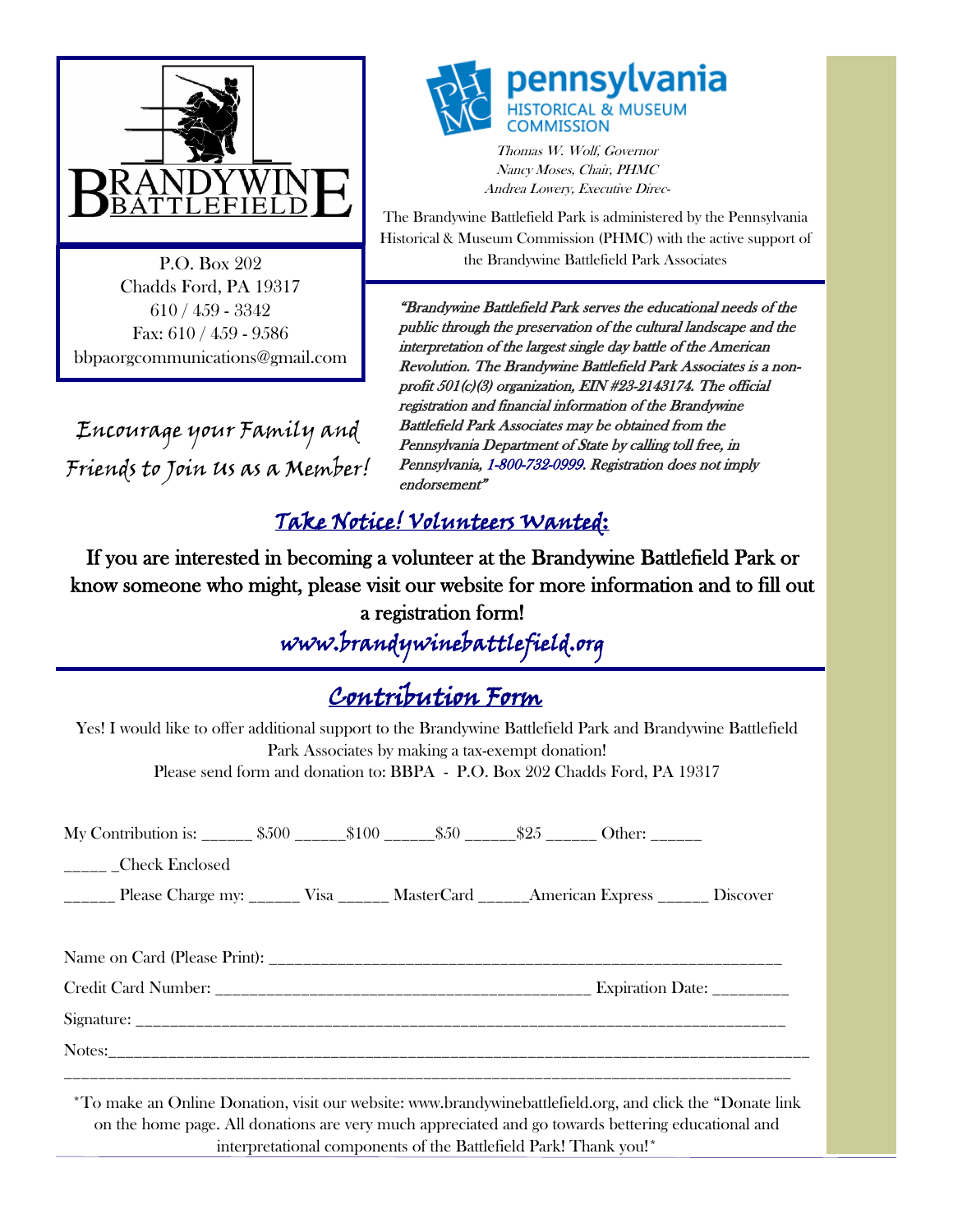BRANDYWINE BATTLEFIELD

P.O. Box 202
Chadds Ford, PA 19317
610 / 459 - 3342
Fax: 610 / 459 - 9586
bbpaorgcommunications@gmail.com

pennsylvania HISTORICAL & MUSEUM COMMISSION

*Thomas W. Wolf, Governor*
*Nancy Moses, Chair, PHMC*
*Andrea Lowery, Executive Direc-*

The Brandywine Battlefield Park is administered by the Pennsylvania Historical & Museum Commission (PHMC) with the active support of the Brandywine Battlefield Park Associates

*"Brandywine Battlefield Park serves the educational needs of the public through the preservation of the cultural landscape and the interpretation of the largest single day battle of the American Revolution. The Brandywine Battlefield Park Associates is a non-profit 501(c)(3) organization, EIN #23-2143174. The official registration and financial information of the Brandywine Battlefield Park Associates may be obtained from the Pennsylvania Department of State by calling toll free, in Pennsylvania, 1-800-732-0999. Registration does not imply endorsement"*

*Encourage your Family and Friends to Join Us as a Member!*

## *Take Notice! Volunteers Wanted:*

**If you are interested in becoming a volunteer at the Brandywine Battlefield Park or know someone who might, please visit our website for more information and to fill out a registration form!**

*www.brandywinebattlefield.org*

## *Contribution Form*

Yes! I would like to offer additional support to the Brandywine Battlefield Park and Brandywine Battlefield Park Associates by making a tax-exempt donation!
Please send form and donation to: BBPA - P.O. Box 202 Chadds Ford, PA 19317

My Contribution is: ______ $500 ______$100 ______$50 ______$25 ______ Other: ______

_____ _Check Enclosed

______ Please Charge my: ______ Visa ______ MasterCard ______American Express ______ Discover

Name on Card (Please Print): ______________________________________________________________

Credit Card Number: ____________________________________________ Expiration Date: _________

Signature: ____________________________________________________________________________

Notes:_________________________________________________________________________________

_______________________________________________________________________________________

*To make an Online Donation, visit our website: www.brandywinebattlefield.org, and click the "Donate link on the home page. All donations are very much appreciated and go towards bettering educational and interpretational components of the Battlefield Park! Thank you!*